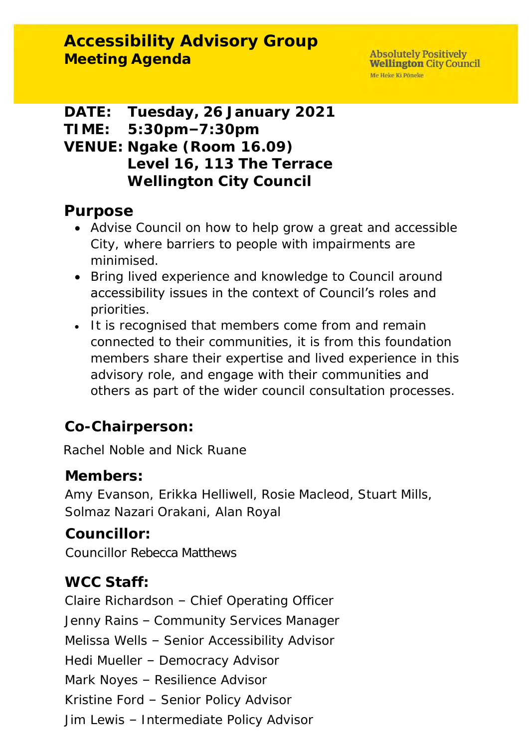# Accessibility Advisory Group
## Meeting Agenda

Absolutely Positively **Wellington** City Council
Me Heke Ki Pōneke

**DATE: Tuesday, 26 January 2021**
**TIME: 5:30pm–7:30pm**
**VENUE: Ngake (Room 16.09)**
**Level 16, 113 The Terrace**
**Wellington City Council**

## Purpose

- Advise Council on how to help grow a great and accessible City, where barriers to people with impairments are minimised.
- Bring lived experience and knowledge to Council around accessibility issues in the context of Council's roles and priorities.
- It is recognised that members come from and remain connected to their communities, it is from this foundation members share their expertise and lived experience in this advisory role, and engage with their communities and others as part of the wider council consultation processes.

## Co-Chairperson:

Rachel Noble and Nick Ruane

## Members:

Amy Evanson, Erikka Helliwell, Rosie Macleod, Stuart Mills, Solmaz Nazari Orakani, Alan Royal

## Councillor:

Councillor Rebecca Matthews

## WCC Staff:

Claire Richardson – Chief Operating Officer

Jenny Rains – Community Services Manager

Melissa Wells – Senior Accessibility Advisor

Hedi Mueller – Democracy Advisor

Mark Noyes – Resilience Advisor

Kristine Ford – Senior Policy Advisor

Jim Lewis – Intermediate Policy Advisor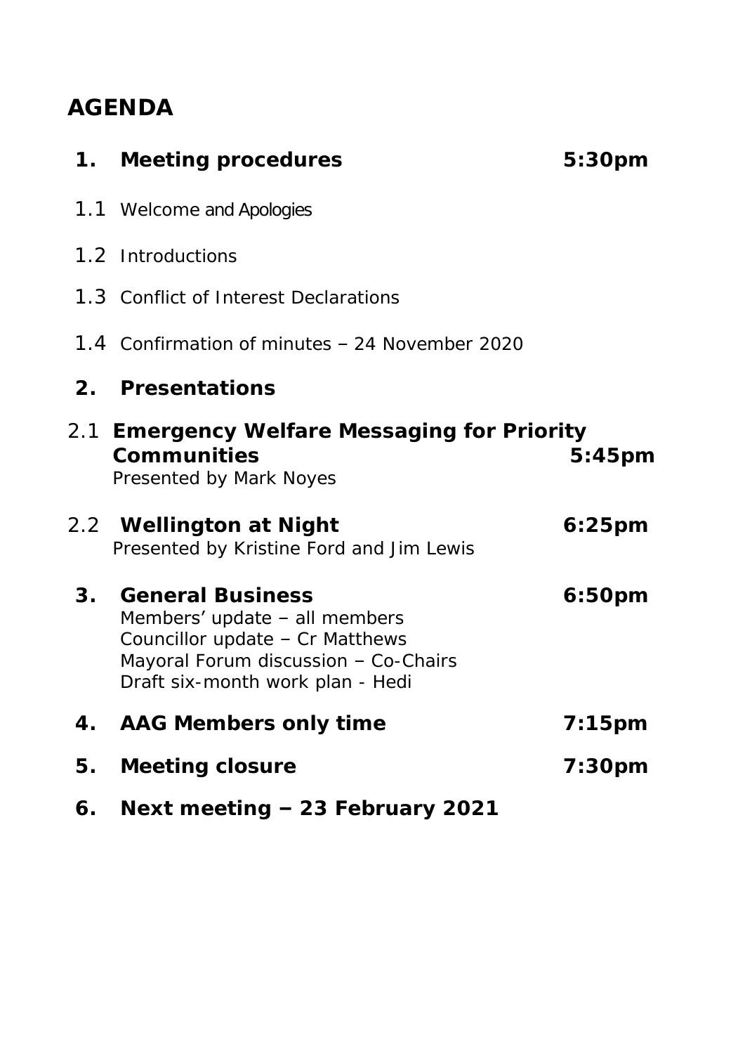# AGENDA

## 1. Meeting procedures 5:30pm

1.1 Welcome and Apologies

1.2 Introductions

1.3 Conflict of Interest Declarations

1.4 Confirmation of minutes – 24 November 2020

## 2. Presentations

### 2.1 Emergency Welfare Messaging for Priority Communities 5:45pm

Presented by Mark Noyes

### 2.2 Wellington at Night 6:25pm

Presented by Kristine Ford and Jim Lewis

## 3. General Business 6:50pm

Members' update – all members
Councillor update – Cr Matthews
Mayoral Forum discussion – Co-Chairs
Draft six-month work plan - Hedi

## 4. AAG Members only time 7:15pm

## 5. Meeting closure 7:30pm

## 6. Next meeting – 23 February 2021